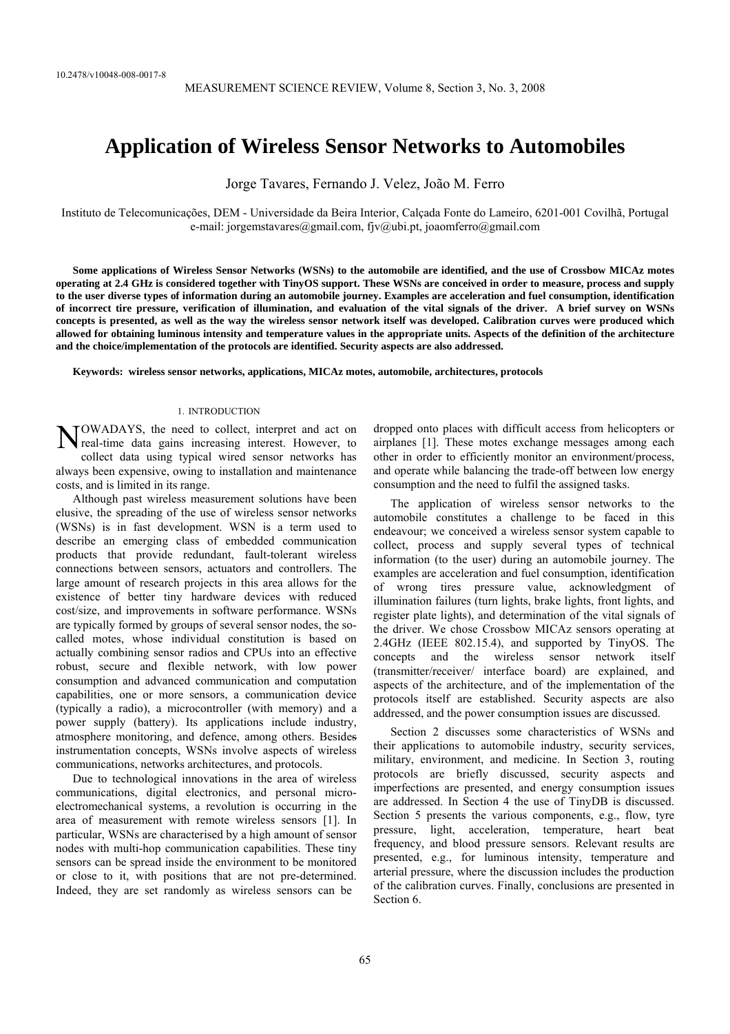# Application of Wireless Sensor Networks to Automobiles

Jorge Tavares, Fernando J. Velez, João M. Ferro

Instituto de Telecomunicações, DEM - Universidade da Beira Interior, Calçada Fonte do Lameiro, 6201-001 Covilhã, Portugal
e-mail: jorgemstavares@gmail.com, fjv@ubi.pt, joaomferro@gmail.com

**Some applications of Wireless Sensor Networks (WSNs) to the automobile are identified, and the use of Crossbow MICAz motes operating at 2.4 GHz is considered together with TinyOS support. These WSNs are conceived in order to measure, process and supply to the user diverse types of information during an automobile journey. Examples are acceleration and fuel consumption, identification of incorrect tire pressure, verification of illumination, and evaluation of the vital signals of the driver. A brief survey on WSNs concepts is presented, as well as the way the wireless sensor network itself was developed. Calibration curves were produced which allowed for obtaining luminous intensity and temperature values in the appropriate units. Aspects of the definition of the architecture and the choice/implementation of the protocols are identified. Security aspects are also addressed.**

**Keywords: wireless sensor networks, applications, MICAz motes, automobile, architectures, protocols**

## 1. INTRODUCTION

NOWADAYS, the need to collect, interpret and act on real-time data gains increasing interest. However, to collect data using typical wired sensor networks has always been expensive, owing to installation and maintenance costs, and is limited in its range.

Although past wireless measurement solutions have been elusive, the spreading of the use of wireless sensor networks (WSNs) is in fast development. WSN is a term used to describe an emerging class of embedded communication products that provide redundant, fault-tolerant wireless connections between sensors, actuators and controllers. The large amount of research projects in this area allows for the existence of better tiny hardware devices with reduced cost/size, and improvements in software performance. WSNs are typically formed by groups of several sensor nodes, the so-called motes, whose individual constitution is based on actually combining sensor radios and CPUs into an effective robust, secure and flexible network, with low power consumption and advanced communication and computation capabilities, one or more sensors, a communication device (typically a radio), a microcontroller (with memory) and a power supply (battery). Its applications include industry, atmosphere monitoring, and defence, among others. Besides instrumentation concepts, WSNs involve aspects of wireless communications, networks architectures, and protocols.

Due to technological innovations in the area of wireless communications, digital electronics, and personal micro-electromechanical systems, a revolution is occurring in the area of measurement with remote wireless sensors [1]. In particular, WSNs are characterised by a high amount of sensor nodes with multi-hop communication capabilities. These tiny sensors can be spread inside the environment to be monitored or close to it, with positions that are not pre-determined. Indeed, they are set randomly as wireless sensors can be dropped onto places with difficult access from helicopters or airplanes [1]. These motes exchange messages among each other in order to efficiently monitor an environment/process, and operate while balancing the trade-off between low energy consumption and the need to fulfil the assigned tasks.

The application of wireless sensor networks to the automobile constitutes a challenge to be faced in this endeavour; we conceived a wireless sensor system capable to collect, process and supply several types of technical information (to the user) during an automobile journey. The examples are acceleration and fuel consumption, identification of wrong tires pressure value, acknowledgment of illumination failures (turn lights, brake lights, front lights, and register plate lights), and determination of the vital signals of the driver. We chose Crossbow MICAz sensors operating at 2.4GHz (IEEE 802.15.4), and supported by TinyOS. The concepts and the wireless sensor network itself (transmitter/receiver/ interface board) are explained, and aspects of the architecture, and of the implementation of the protocols itself are established. Security aspects are also addressed, and the power consumption issues are discussed.

Section 2 discusses some characteristics of WSNs and their applications to automobile industry, security services, military, environment, and medicine. In Section 3, routing protocols are briefly discussed, security aspects and imperfections are presented, and energy consumption issues are addressed. In Section 4 the use of TinyDB is discussed. Section 5 presents the various components, e.g., flow, tyre pressure, light, acceleration, temperature, heart beat frequency, and blood pressure sensors. Relevant results are presented, e.g., for luminous intensity, temperature and arterial pressure, where the discussion includes the production of the calibration curves. Finally, conclusions are presented in Section 6.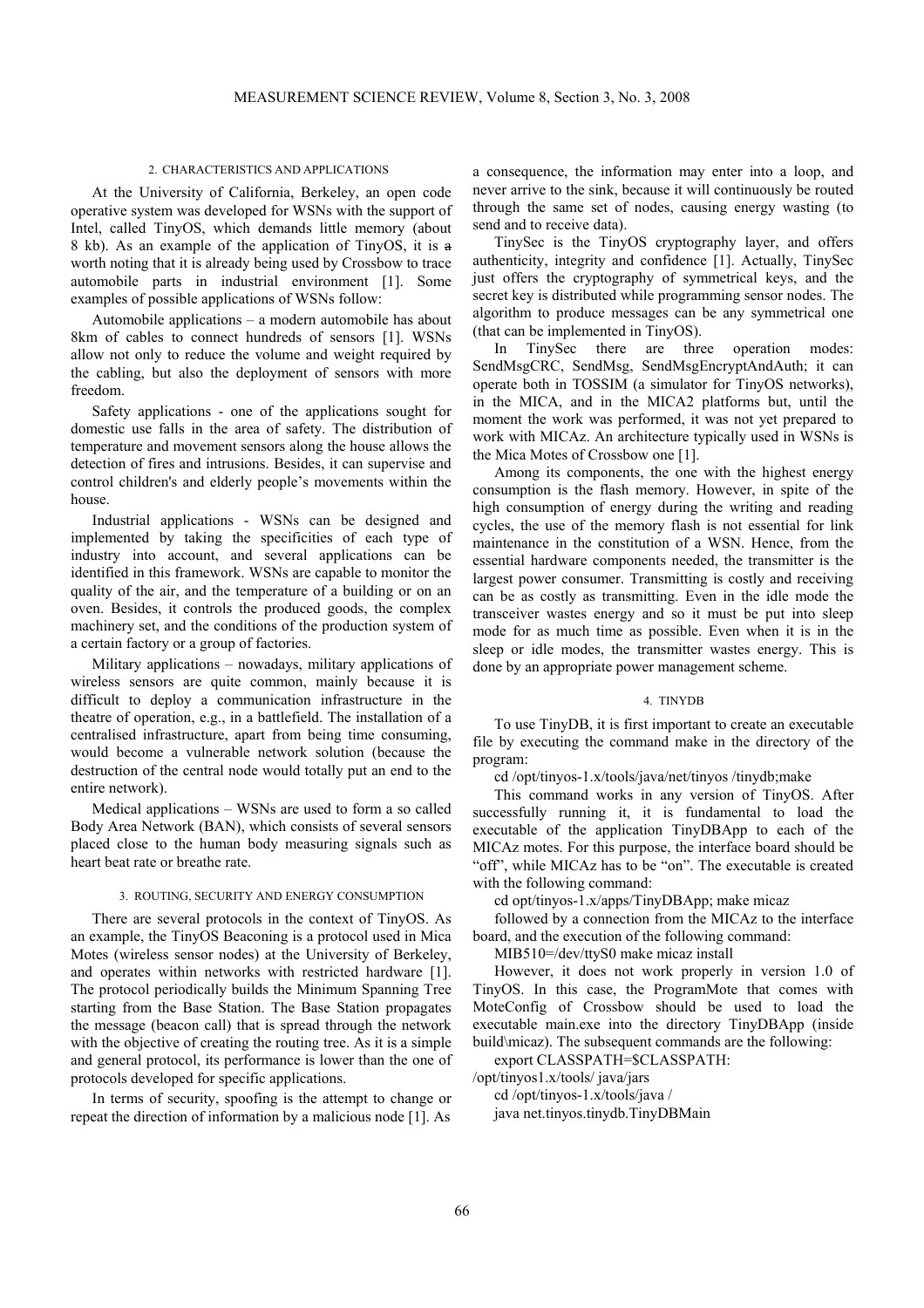## 2. CHARACTERISTICS AND APPLICATIONS

At the University of California, Berkeley, an open code operative system was developed for WSNs with the support of Intel, called TinyOS, which demands little memory (about 8 kb). As an example of the application of TinyOS, it is a worth noting that it is already being used by Crossbow to trace automobile parts in industrial environment [1]. Some examples of possible applications of WSNs follow:

Automobile applications – a modern automobile has about 8km of cables to connect hundreds of sensors [1]. WSNs allow not only to reduce the volume and weight required by the cabling, but also the deployment of sensors with more freedom.

Safety applications - one of the applications sought for domestic use falls in the area of safety. The distribution of temperature and movement sensors along the house allows the detection of fires and intrusions. Besides, it can supervise and control children's and elderly people's movements within the house.

Industrial applications - WSNs can be designed and implemented by taking the specificities of each type of industry into account, and several applications can be identified in this framework. WSNs are capable to monitor the quality of the air, and the temperature of a building or on an oven. Besides, it controls the produced goods, the complex machinery set, and the conditions of the production system of a certain factory or a group of factories.

Military applications – nowadays, military applications of wireless sensors are quite common, mainly because it is difficult to deploy a communication infrastructure in the theatre of operation, e.g., in a battlefield. The installation of a centralised infrastructure, apart from being time consuming, would become a vulnerable network solution (because the destruction of the central node would totally put an end to the entire network).

Medical applications – WSNs are used to form a so called Body Area Network (BAN), which consists of several sensors placed close to the human body measuring signals such as heart beat rate or breathe rate.

## 3. ROUTING, SECURITY AND ENERGY CONSUMPTION

There are several protocols in the context of TinyOS. As an example, the TinyOS Beaconing is a protocol used in Mica Motes (wireless sensor nodes) at the University of Berkeley, and operates within networks with restricted hardware [1]. The protocol periodically builds the Minimum Spanning Tree starting from the Base Station. The Base Station propagates the message (beacon call) that is spread through the network with the objective of creating the routing tree. As it is a simple and general protocol, its performance is lower than the one of protocols developed for specific applications.

In terms of security, spoofing is the attempt to change or repeat the direction of information by a malicious node [1]. As a consequence, the information may enter into a loop, and never arrive to the sink, because it will continuously be routed through the same set of nodes, causing energy wasting (to send and to receive data).

TinySec is the TinyOS cryptography layer, and offers authenticity, integrity and confidence [1]. Actually, TinySec just offers the cryptography of symmetrical keys, and the secret key is distributed while programming sensor nodes. The algorithm to produce messages can be any symmetrical one (that can be implemented in TinyOS).

In TinySec there are three operation modes: SendMsgCRC, SendMsg, SendMsgEncryptAndAuth; it can operate both in TOSSIM (a simulator for TinyOS networks), in the MICA, and in the MICA2 platforms but, until the moment the work was performed, it was not yet prepared to work with MICAz. An architecture typically used in WSNs is the Mica Motes of Crossbow one [1].

Among its components, the one with the highest energy consumption is the flash memory. However, in spite of the high consumption of energy during the writing and reading cycles, the use of the memory flash is not essential for link maintenance in the constitution of a WSN. Hence, from the essential hardware components needed, the transmitter is the largest power consumer. Transmitting is costly and receiving can be as costly as transmitting. Even in the idle mode the transceiver wastes energy and so it must be put into sleep mode for as much time as possible. Even when it is in the sleep or idle modes, the transmitter wastes energy. This is done by an appropriate power management scheme.

## 4. TINYDB

To use TinyDB, it is first important to create an executable file by executing the command make in the directory of the program:

cd /opt/tinyos-1.x/tools/java/net/tinyos /tinydb;make

This command works in any version of TinyOS. After successfully running it, it is fundamental to load the executable of the application TinyDBApp to each of the MICAz motes. For this purpose, the interface board should be "off", while MICAz has to be "on". The executable is created with the following command:

cd opt/tinyos-1.x/apps/TinyDBApp; make micaz

followed by a connection from the MICAz to the interface board, and the execution of the following command:

MIB510=/dev/ttyS0 make micaz install

However, it does not work properly in version 1.0 of TinyOS. In this case, the ProgramMote that comes with MoteConfig of Crossbow should be used to load the executable main.exe into the directory TinyDBApp (inside build\micaz). The subsequent commands are the following:

export CLASSPATH=$CLASSPATH:
/opt/tinyos1.x/tools/ java/jars

cd /opt/tinyos-1.x/tools/java /

java net.tinyos.tinydb.TinyDBMain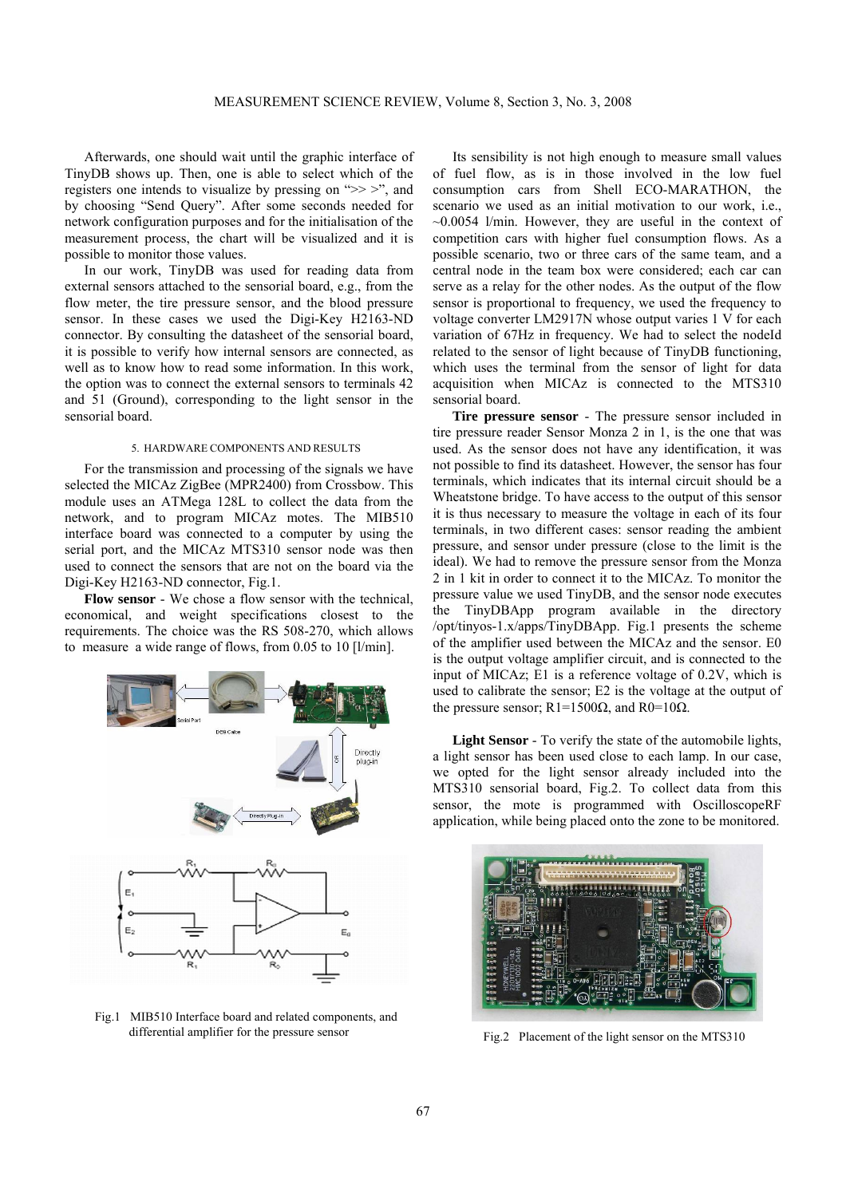Afterwards, one should wait until the graphic interface of TinyDB shows up. Then, one is able to select which of the registers one intends to visualize by pressing on ">> >", and by choosing "Send Query". After some seconds needed for network configuration purposes and for the initialisation of the measurement process, the chart will be visualized and it is possible to monitor those values.

In our work, TinyDB was used for reading data from external sensors attached to the sensorial board, e.g., from the flow meter, the tire pressure sensor, and the blood pressure sensor. In these cases we used the Digi-Key H2163-ND connector. By consulting the datasheet of the sensorial board, it is possible to verify how internal sensors are connected, as well as to know how to read some information. In this work, the option was to connect the external sensors to terminals 42 and 51 (Ground), corresponding to the light sensor in the sensorial board.

## 5. HARDWARE COMPONENTS AND RESULTS

For the transmission and processing of the signals we have selected the MICAz ZigBee (MPR2400) from Crossbow. This module uses an ATMega 128L to collect the data from the network, and to program MICAz motes. The MIB510 interface board was connected to a computer by using the serial port, and the MICAz MTS310 sensor node was then used to connect the sensors that are not on the board via the Digi-Key H2163-ND connector, Fig.1.

**Flow sensor** - We chose a flow sensor with the technical, economical, and weight specifications closest to the requirements. The choice was the RS 508-270, which allows to measure a wide range of flows, from 0.05 to 10 [l/min].

Fig.1 MIB510 Interface board and related components, and differential amplifier for the pressure sensor

Its sensibility is not high enough to measure small values of fuel flow, as is in those involved in the low fuel consumption cars from Shell ECO-MARATHON, the scenario we used as an initial motivation to our work, i.e., ~0.0054 l/min. However, they are useful in the context of competition cars with higher fuel consumption flows. As a possible scenario, two or three cars of the same team, and a central node in the team box were considered; each car can serve as a relay for the other nodes. As the output of the flow sensor is proportional to frequency, we used the frequency to voltage converter LM2917N whose output varies 1 V for each variation of 67Hz in frequency. We had to select the nodeId related to the sensor of light because of TinyDB functioning, which uses the terminal from the sensor of light for data acquisition when MICAz is connected to the MTS310 sensorial board.

**Tire pressure sensor** - The pressure sensor included in tire pressure reader Sensor Monza 2 in 1, is the one that was used. As the sensor does not have any identification, it was not possible to find its datasheet. However, the sensor has four terminals, which indicates that its internal circuit should be a Wheatstone bridge. To have access to the output of this sensor it is thus necessary to measure the voltage in each of its four terminals, in two different cases: sensor reading the ambient pressure, and sensor under pressure (close to the limit is the ideal). We had to remove the pressure sensor from the Monza 2 in 1 kit in order to connect it to the MICAz. To monitor the pressure value we used TinyDB, and the sensor node executes the TinyDBApp program available in the directory /opt/tinyos-1.x/apps/TinyDBApp. Fig.1 presents the scheme of the amplifier used between the MICAz and the sensor. $E_0$ is the output voltage amplifier circuit, and is connected to the input of MICAz; $E_1$ is a reference voltage of 0.2V, which is used to calibrate the sensor; $E_2$ is the voltage at the output of the pressure sensor; $R_1$=1500Ω, and $R_0$=10Ω.

**Light Sensor** - To verify the state of the automobile lights, a light sensor has been used close to each lamp. In our case, we opted for the light sensor already included into the MTS310 sensorial board, Fig.2. To collect data from this sensor, the mote is programmed with OscilloscopeRF application, while being placed onto the zone to be monitored.

Fig.2 Placement of the light sensor on the MTS310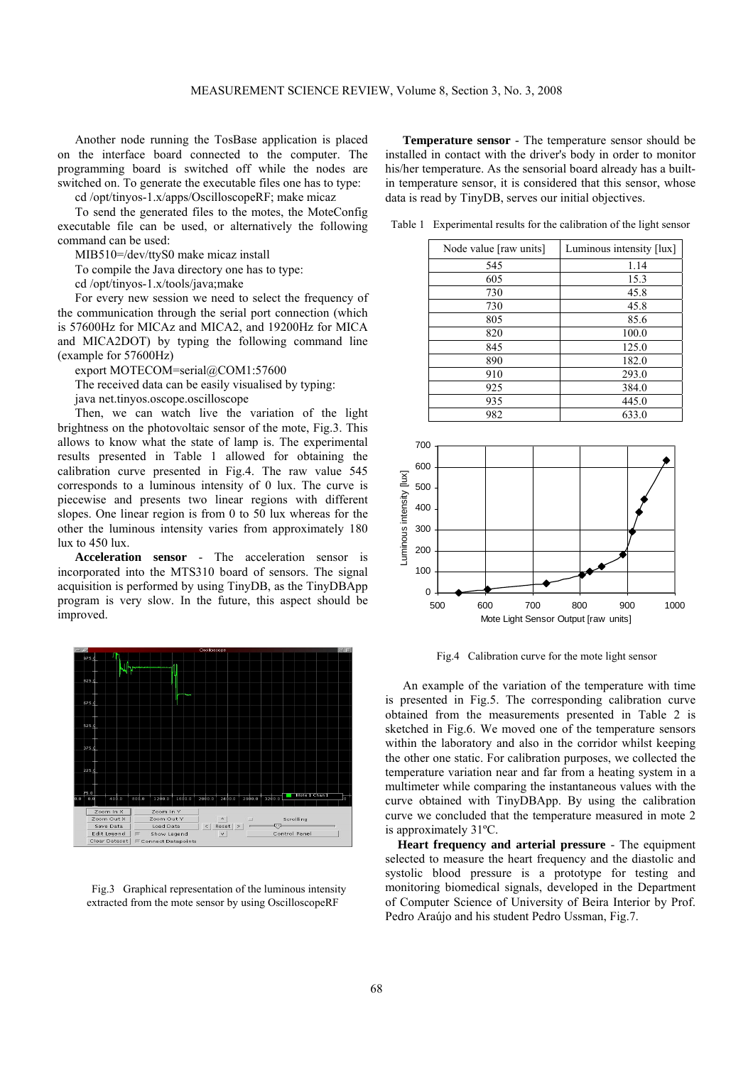Another node running the TosBase application is placed on the interface board connected to the computer. The programming board is switched off while the nodes are switched on. To generate the executable files one has to type:

cd /opt/tinyos-1.x/apps/OscilloscopeRF; make micaz

To send the generated files to the motes, the MoteConfig executable file can be used, or alternatively the following command can be used:

MIB510=/dev/ttyS0 make micaz install

To compile the Java directory one has to type:

cd /opt/tinyos-1.x/tools/java;make

For every new session we need to select the frequency of the communication through the serial port connection (which is 57600Hz for MICAz and MICA2, and 19200Hz for MICA and MICA2DOT) by typing the following command line (example for 57600Hz)

export MOTECOM=serial@COM1:57600

The received data can be easily visualised by typing:

java net.tinyos.oscope.oscilloscope

Then, we can watch live the variation of the light brightness on the photovoltaic sensor of the mote, Fig.3. This allows to know what the state of lamp is. The experimental results presented in Table 1 allowed for obtaining the calibration curve presented in Fig.4. The raw value 545 corresponds to a luminous intensity of 0 lux. The curve is piecewise and presents two linear regions with different slopes. One linear region is from 0 to 50 lux whereas for the other the luminous intensity varies from approximately 180 lux to 450 lux.

**Acceleration sensor** - The acceleration sensor is incorporated into the MTS310 board of sensors. The signal acquisition is performed by using TinyDB, as the TinyDBApp program is very slow. In the future, this aspect should be improved.

Fig.3 Graphical representation of the luminous intensity extracted from the mote sensor by using OscilloscopeRF

**Temperature sensor** - The temperature sensor should be installed in contact with the driver's body in order to monitor his/her temperature. As the sensorial board already has a built-in temperature sensor, it is considered that this sensor, whose data is read by TinyDB, serves our initial objectives.

Table 1 Experimental results for the calibration of the light sensor

| Node value [raw units] | Luminous intensity [lux] |
|---|---|
| 545 | 1.14 |
| 605 | 15.3 |
| 730 | 45.8 |
| 730 | 45.8 |
| 805 | 85.6 |
| 820 | 100.0 |
| 845 | 125.0 |
| 890 | 182.0 |
| 910 | 293.0 |
| 925 | 384.0 |
| 935 | 445.0 |
| 982 | 633.0 |

Fig.4 Calibration curve for the mote light sensor

An example of the variation of the temperature with time is presented in Fig.5. The corresponding calibration curve obtained from the measurements presented in Table 2 is sketched in Fig.6. We moved one of the temperature sensors within the laboratory and also in the corridor whilst keeping the other one static. For calibration purposes, we collected the temperature variation near and far from a heating system in a multimeter while comparing the instantaneous values with the curve obtained with TinyDBApp. By using the calibration curve we concluded that the temperature measured in mote 2 is approximately 31ºC.

**Heart frequency and arterial pressure** - The equipment selected to measure the heart frequency and the diastolic and systolic blood pressure is a prototype for testing and monitoring biomedical signals, developed in the Department of Computer Science of University of Beira Interior by Prof. Pedro Araújo and his student Pedro Ussman, Fig.7.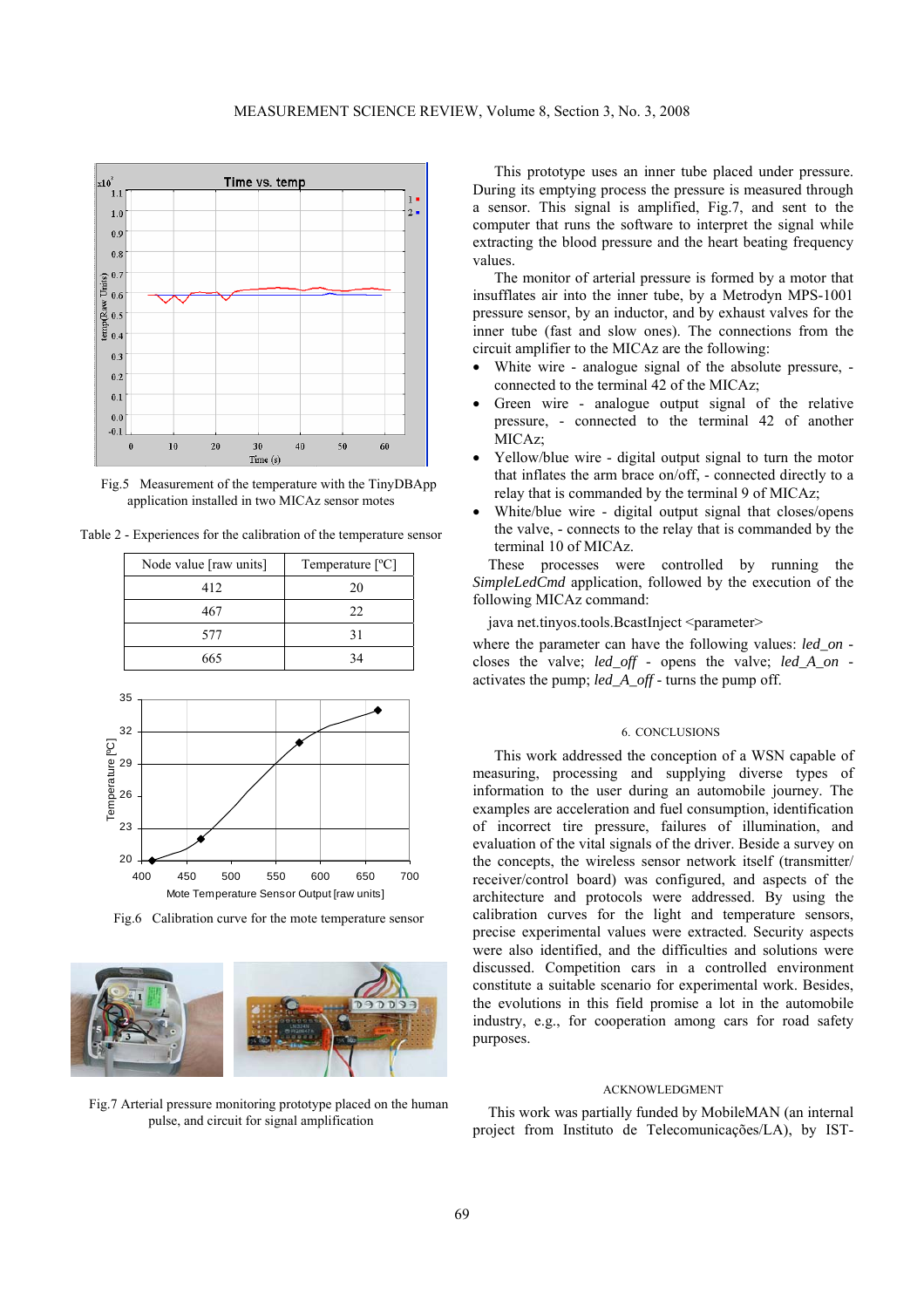Fig.5 Measurement of the temperature with the TinyDBApp application installed in two MICAz sensor motes

Table 2 - Experiences for the calibration of the temperature sensor

| Node value [raw units] | Temperature [ºC] |
|---|---|
| 412 | 20 |
| 467 | 22 |
| 577 | 31 |
| 665 | 34 |

Fig.6 Calibration curve for the mote temperature sensor

Fig.7 Arterial pressure monitoring prototype placed on the human pulse, and circuit for signal amplification

This prototype uses an inner tube placed under pressure. During its emptying process the pressure is measured through a sensor. This signal is amplified, Fig.7, and sent to the computer that runs the software to interpret the signal while extracting the blood pressure and the heart beating frequency values.

The monitor of arterial pressure is formed by a motor that insufflates air into the inner tube, by a Metrodyn MPS-1001 pressure sensor, by an inductor, and by exhaust valves for the inner tube (fast and slow ones). The connections from the circuit amplifier to the MICAz are the following:

- White wire - analogue signal of the absolute pressure, - connected to the terminal 42 of the MICAz;
- Green wire - analogue output signal of the relative pressure, - connected to the terminal 42 of another MICAz;
- Yellow/blue wire - digital output signal to turn the motor that inflates the arm brace on/off, - connected directly to a relay that is commanded by the terminal 9 of MICAz;
- White/blue wire - digital output signal that closes/opens the valve, - connects to the relay that is commanded by the terminal 10 of MICAz.

These processes were controlled by running the *SimpleLedCmd* application, followed by the execution of the following MICAz command:

java net.tinyos.tools.BcastInject <parameter>

where the parameter can have the following values: *led_on* - closes the valve; *led_off* - opens the valve; *led_A_on* - activates the pump; *led_A_off* - turns the pump off.

## 6. CONCLUSIONS

This work addressed the conception of a WSN capable of measuring, processing and supplying diverse types of information to the user during an automobile journey. The examples are acceleration and fuel consumption, identification of incorrect tire pressure, failures of illumination, and evaluation of the vital signals of the driver. Beside a survey on the concepts, the wireless sensor network itself (transmitter/ receiver/control board) was configured, and aspects of the architecture and protocols were addressed. By using the calibration curves for the light and temperature sensors, precise experimental values were extracted. Security aspects were also identified, and the difficulties and solutions were discussed. Competition cars in a controlled environment constitute a suitable scenario for experimental work. Besides, the evolutions in this field promise a lot in the automobile industry, e.g., for cooperation among cars for road safety purposes.

## ACKNOWLEDGMENT

This work was partially funded by MobileMAN (an internal project from Instituto de Telecomunicações/LA), by IST-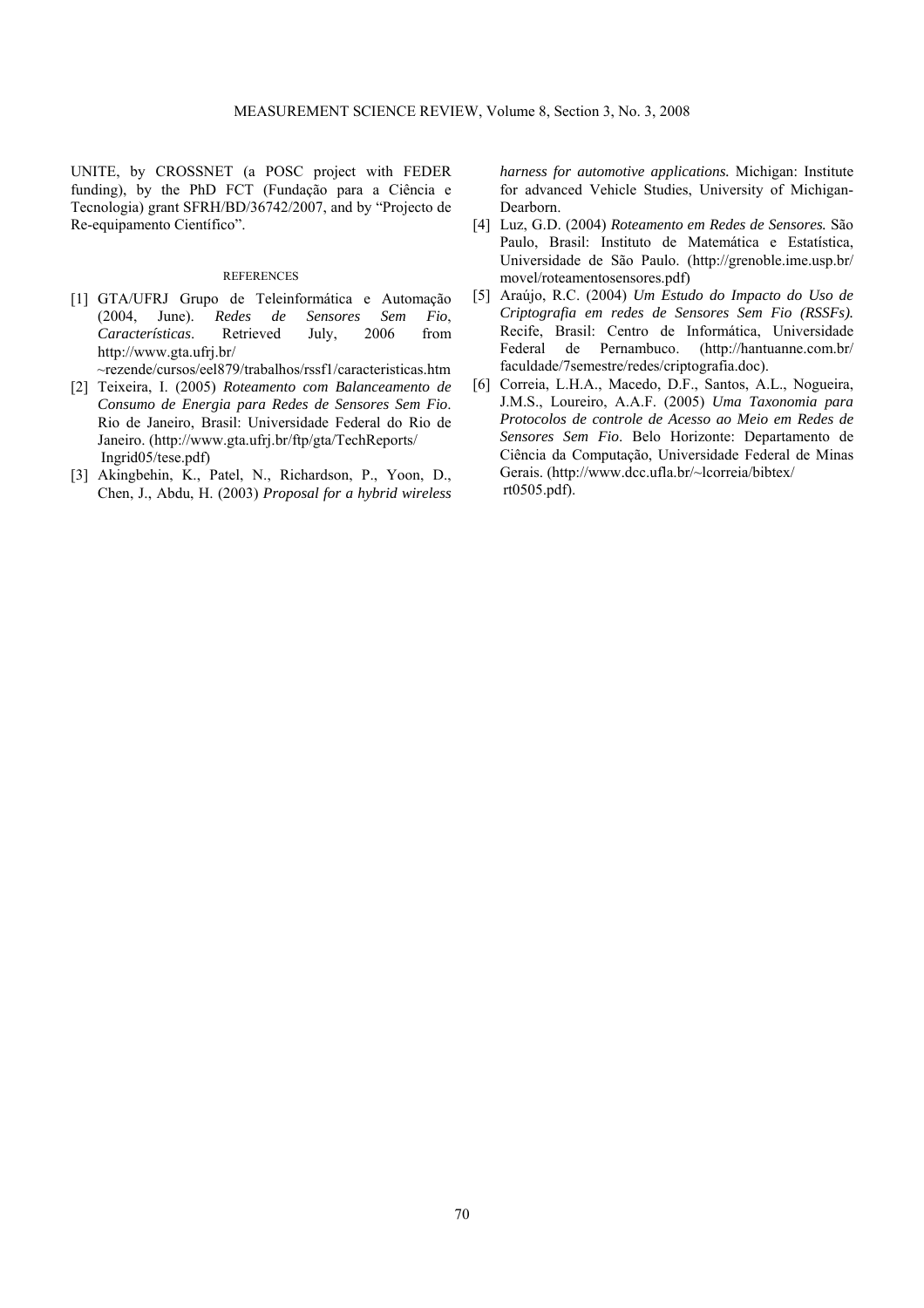UNITE, by CROSSNET (a POSC project with FEDER funding), by the PhD FCT (Fundação para a Ciência e Tecnologia) grant SFRH/BD/36742/2007, and by "Projecto de Re-equipamento Científico".

## REFERENCES

[1] GTA/UFRJ Grupo de Teleinformática e Automação (2004, June). *Redes de Sensores Sem Fio*, *Características*. Retrieved July, 2006 from http://www.gta.ufrj.br/~rezende/cursos/eel879/trabalhos/rssf1/caracteristicas.htm

[2] Teixeira, I. (2005) *Roteamento com Balanceamento de Consumo de Energia para Redes de Sensores Sem Fio*. Rio de Janeiro, Brasil: Universidade Federal do Rio de Janeiro. (http://www.gta.ufrj.br/ftp/gta/TechReports/Ingrid05/tese.pdf)

[3] Akingbehin, K., Patel, N., Richardson, P., Yoon, D., Chen, J., Abdu, H. (2003) *Proposal for a hybrid wireless harness for automotive applications.* Michigan: Institute for advanced Vehicle Studies, University of Michigan-Dearborn.

[4] Luz, G.D. (2004) *Roteamento em Redes de Sensores.* São Paulo, Brasil: Instituto de Matemática e Estatística, Universidade de São Paulo. (http://grenoble.ime.usp.br/movel/roteamentosensores.pdf)

[5] Araújo, R.C. (2004) *Um Estudo do Impacto do Uso de Criptografia em redes de Sensores Sem Fio (RSSFs).* Recife, Brasil: Centro de Informática, Universidade Federal de Pernambuco. (http://hantuanne.com.br/faculdade/7semestre/redes/criptografia.doc).

[6] Correia, L.H.A., Macedo, D.F., Santos, A.L., Nogueira, J.M.S., Loureiro, A.A.F. (2005) *Uma Taxonomia para Protocolos de controle de Acesso ao Meio em Redes de Sensores Sem Fio*. Belo Horizonte: Departamento de Ciência da Computação, Universidade Federal de Minas Gerais. (http://www.dcc.ufla.br/~lcorreia/bibtex/rt0505.pdf).